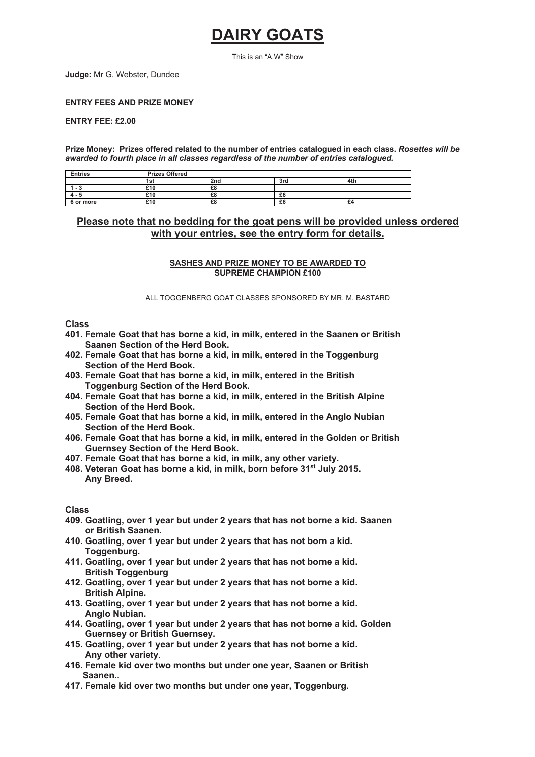# DAIRY GOATS

This is an "A.W" Show

**Judge:** Mr G. Webster, Dundee

**ENTRY FEES AND PRIZE MONEY**

**ENTRY FEE: £2.00**

**Prize Money: Prizes offered related to the number of entries catalogued in each class.** ***Rosettes will be awarded to fourth place in all classes regardless of the number of entries catalogued.***

| Entries | Prizes Offered | | | |
|---|---|---|---|---|
| | 1st | 2nd | 3rd | 4th |
| 1 - 3 | £10 | £8 | | |
| 4 - 5 | £10 | £8 | £6 | |
| 6 or more | £10 | £8 | £6 | £4 |

**Please note that no bedding for the goat pens will be provided unless ordered with your entries, see the entry form for details.**

**SASHES AND PRIZE MONEY TO BE AWARDED TO SUPREME CHAMPION £100**

ALL TOGGENBERG GOAT CLASSES SPONSORED BY MR. M. BASTARD

**Class**

**401. Female Goat that has borne a kid, in milk, entered in the Saanen or British Saanen Section of the Herd Book.**

**402. Female Goat that has borne a kid, in milk, entered in the Toggenburg Section of the Herd Book.**

**403. Female Goat that has borne a kid, in milk, entered in the British Toggenburg Section of the Herd Book.**

**404. Female Goat that has borne a kid, in milk, entered in the British Alpine Section of the Herd Book.**

**405. Female Goat that has borne a kid, in milk, entered in the Anglo Nubian Section of the Herd Book.**

**406. Female Goat that has borne a kid, in milk, entered in the Golden or British Guernsey Section of the Herd Book.**

**407. Female Goat that has borne a kid, in milk, any other variety.**

**408. Veteran Goat has borne a kid, in milk, born before 31st July 2015. Any Breed.**

**Class**

**409. Goatling, over 1 year but under 2 years that has not borne a kid. Saanen or British Saanen.**

**410. Goatling, over 1 year but under 2 years that has not born a kid. Toggenburg.**

**411. Goatling, over 1 year but under 2 years that has not borne a kid. British Toggenburg**

**412. Goatling, over 1 year but under 2 years that has not borne a kid. British Alpine.**

**413. Goatling, over 1 year but under 2 years that has not borne a kid. Anglo Nubian.**

**414. Goatling, over 1 year but under 2 years that has not borne a kid. Golden Guernsey or British Guernsey.**

**415. Goatling, over 1 year but under 2 years that has not borne a kid. Any other variety**.

**416. Female kid over two months but under one year, Saanen or British Saanen..**

**417. Female kid over two months but under one year, Toggenburg.**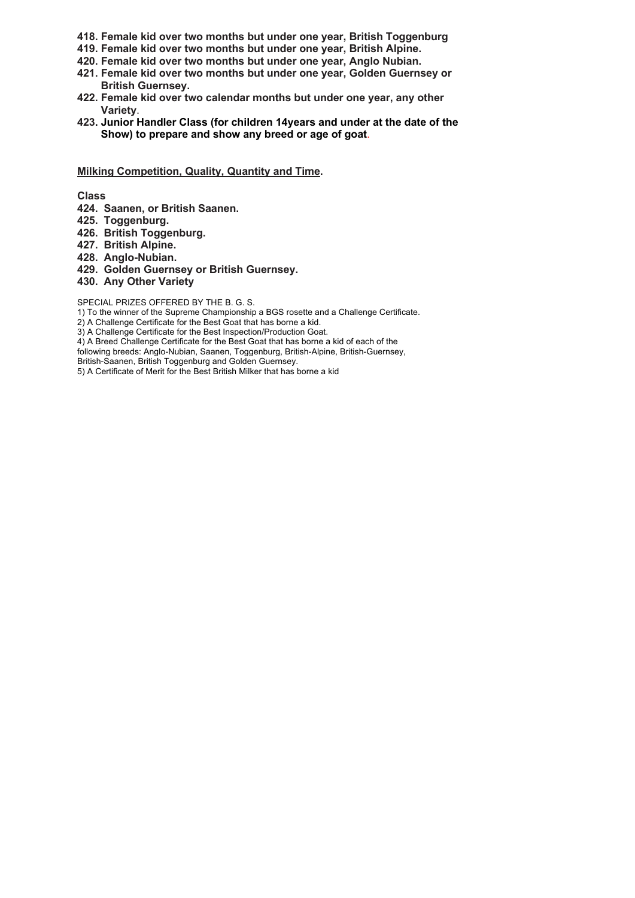**418. Female kid over two months but under one year, British Toggenburg**
**419. Female kid over two months but under one year, British Alpine.**
**420. Female kid over two months but under one year, Anglo Nubian.**
**421. Female kid over two months but under one year, Golden Guernsey or British Guernsey.**
**422. Female kid over two calendar months but under one year, any other Variety.**
**423. Junior Handler Class (for children 14years and under at the date of the Show) to prepare and show any breed or age of goat.**

**<u>Milking Competition, Quality, Quantity and Time</u>.**

**Class**

**424. Saanen, or British Saanen.**
**425. Toggenburg.**
**426. British Toggenburg.**
**427. British Alpine.**
**428. Anglo-Nubian.**
**429. Golden Guernsey or British Guernsey.**
**430. Any Other Variety**

SPECIAL PRIZES OFFERED BY THE B. G. S.

1) To the winner of the Supreme Championship a BGS rosette and a Challenge Certificate.
2) A Challenge Certificate for the Best Goat that has borne a kid.
3) A Challenge Certificate for the Best Inspection/Production Goat.
4) A Breed Challenge Certificate for the Best Goat that has borne a kid of each of the following breeds: Anglo-Nubian, Saanen, Toggenburg, British-Alpine, British-Guernsey, British-Saanen, British Toggenburg and Golden Guernsey.
5) A Certificate of Merit for the Best British Milker that has borne a kid